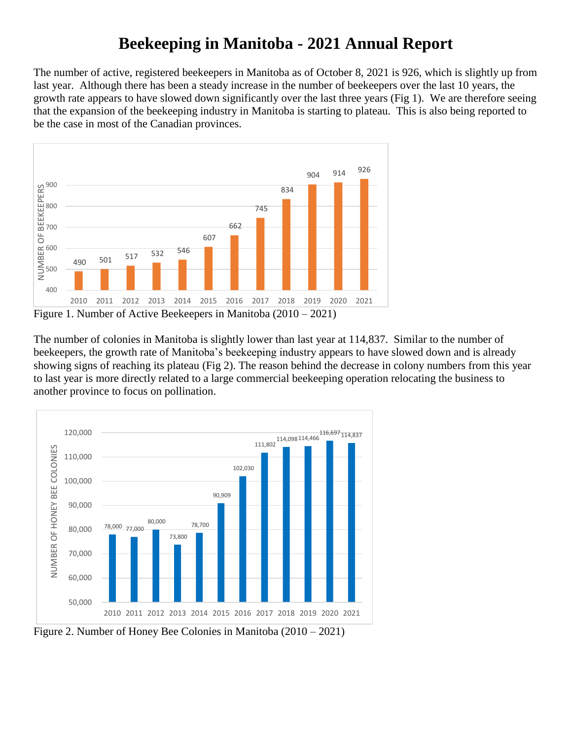# Beekeeping in Manitoba - 2021 Annual Report

The number of active, registered beekeepers in Manitoba as of October 8, 2021 is 926, which is slightly up from last year. Although there has been a steady increase in the number of beekeepers over the last 10 years, the growth rate appears to have slowed down significantly over the last three years (Fig 1). We are therefore seeing that the expansion of the beekeeping industry in Manitoba is starting to plateau. This is also being reported to be the case in most of the Canadian provinces.

Figure 1. Number of Active Beekeepers in Manitoba (2010 – 2021)

The number of colonies in Manitoba is slightly lower than last year at 114,837. Similar to the number of beekeepers, the growth rate of Manitoba's beekeeping industry appears to have slowed down and is already showing signs of reaching its plateau (Fig 2). The reason behind the decrease in colony numbers from this year to last year is more directly related to a large commercial beekeeping operation relocating the business to another province to focus on pollination.

Figure 2. Number of Honey Bee Colonies in Manitoba (2010 – 2021)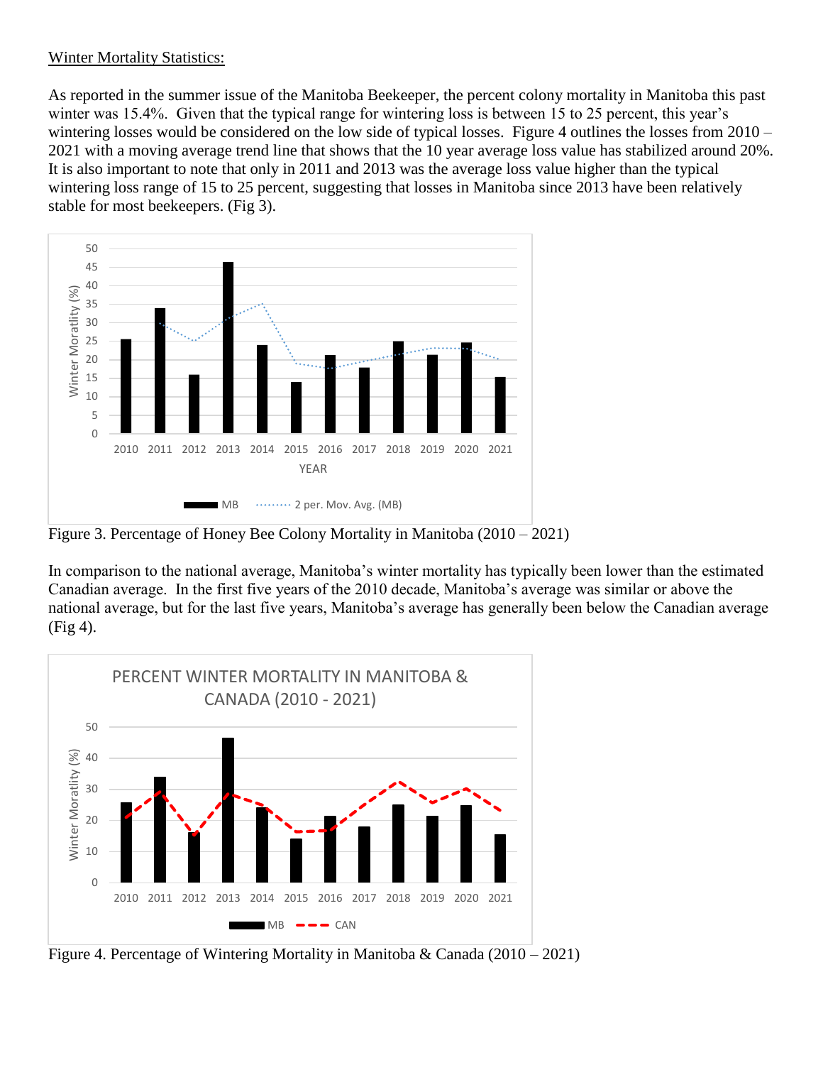<u>Winter Mortality Statistics:</u>

As reported in the summer issue of the Manitoba Beekeeper, the percent colony mortality in Manitoba this past winter was 15.4%. Given that the typical range for wintering loss is between 15 to 25 percent, this year's wintering losses would be considered on the low side of typical losses. Figure 4 outlines the losses from 2010 – 2021 with a moving average trend line that shows that the 10 year average loss value has stabilized around 20%. It is also important to note that only in 2011 and 2013 was the average loss value higher than the typical wintering loss range of 15 to 25 percent, suggesting that losses in Manitoba since 2013 have been relatively stable for most beekeepers. (Fig 3).

Winter Moratlity (%)

50
45
40
35
30
25
20
15
10
5
0

2010 2011 2012 2013 2014 2015 2016 2017 2018 2019 2020 2021

YEAR

MB
2 per. Mov. Avg. (MB)

Figure 3. Percentage of Honey Bee Colony Mortality in Manitoba (2010 – 2021)

In comparison to the national average, Manitoba's winter mortality has typically been lower than the estimated Canadian average. In the first five years of the 2010 decade, Manitoba's average was similar or above the national average, but for the last five years, Manitoba's average has generally been below the Canadian average (Fig 4).

PERCENT WINTER MORTALITY IN MANITOBA & CANADA (2010 - 2021)

Winter Moratlity (%)

50
40
30
20
10
0

2010 2011 2012 2013 2014 2015 2016 2017 2018 2019 2020 2021

MB
CAN

Figure 4. Percentage of Wintering Mortality in Manitoba & Canada (2010 – 2021)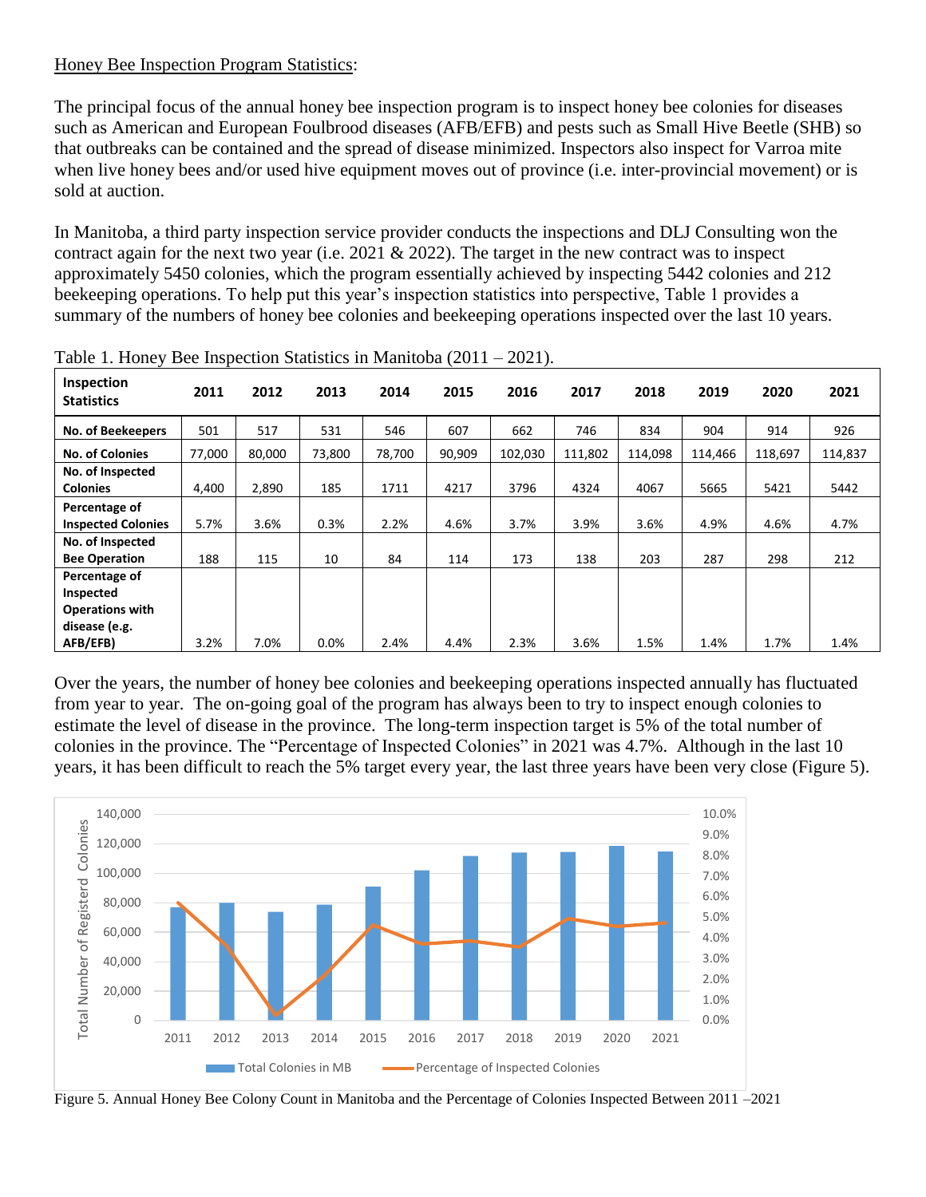Honey Bee Inspection Program Statistics:

The principal focus of the annual honey bee inspection program is to inspect honey bee colonies for diseases such as American and European Foulbrood diseases (AFB/EFB) and pests such as Small Hive Beetle (SHB) so that outbreaks can be contained and the spread of disease minimized. Inspectors also inspect for Varroa mite when live honey bees and/or used hive equipment moves out of province (i.e. inter-provincial movement) or is sold at auction.

In Manitoba, a third party inspection service provider conducts the inspections and DLJ Consulting won the contract again for the next two year (i.e. 2021 & 2022). The target in the new contract was to inspect approximately 5450 colonies, which the program essentially achieved by inspecting 5442 colonies and 212 beekeeping operations. To help put this year's inspection statistics into perspective, Table 1 provides a summary of the numbers of honey bee colonies and beekeeping operations inspected over the last 10 years.

Table 1. Honey Bee Inspection Statistics in Manitoba (2011 – 2021).

| Inspection Statistics | 2011 | 2012 | 2013 | 2014 | 2015 | 2016 | 2017 | 2018 | 2019 | 2020 | 2021 |
|---|---|---|---|---|---|---|---|---|---|---|---|
| No. of Beekeepers | 501 | 517 | 531 | 546 | 607 | 662 | 746 | 834 | 904 | 914 | 926 |
| No. of Colonies | 77,000 | 80,000 | 73,800 | 78,700 | 90,909 | 102,030 | 111,802 | 114,098 | 114,466 | 118,697 | 114,837 |
| No. of Inspected Colonies | 4,400 | 2,890 | 185 | 1711 | 4217 | 3796 | 4324 | 4067 | 5665 | 5421 | 5442 |
| Percentage of Inspected Colonies | 5.7% | 3.6% | 0.3% | 2.2% | 4.6% | 3.7% | 3.9% | 3.6% | 4.9% | 4.6% | 4.7% |
| No. of Inspected Bee Operation | 188 | 115 | 10 | 84 | 114 | 173 | 138 | 203 | 287 | 298 | 212 |
| Percentage of Inspected Operations with disease (e.g. AFB/EFB) | 3.2% | 7.0% | 0.0% | 2.4% | 4.4% | 2.3% | 3.6% | 1.5% | 1.4% | 1.7% | 1.4% |

Over the years, the number of honey bee colonies and beekeeping operations inspected annually has fluctuated from year to year. The on-going goal of the program has always been to try to inspect enough colonies to estimate the level of disease in the province. The long-term inspection target is 5% of the total number of colonies in the province. The "Percentage of Inspected Colonies" in 2021 was 4.7%. Although in the last 10 years, it has been difficult to reach the 5% target every year, the last three years have been very close (Figure 5).

Total Number of Registerd Colonies

140,000
120,000
100,000
80,000
60,000
40,000
20,000
0

10.0%
9.0%
8.0%
7.0%
6.0%
5.0%
4.0%
3.0%
2.0%
1.0%
0.0%

2011 2012 2013 2014 2015 2016 2017 2018 2019 2020 2021

Total Colonies in MB
Percentage of Inspected Colonies

Figure 5. Annual Honey Bee Colony Count in Manitoba and the Percentage of Colonies Inspected Between 2011 –2021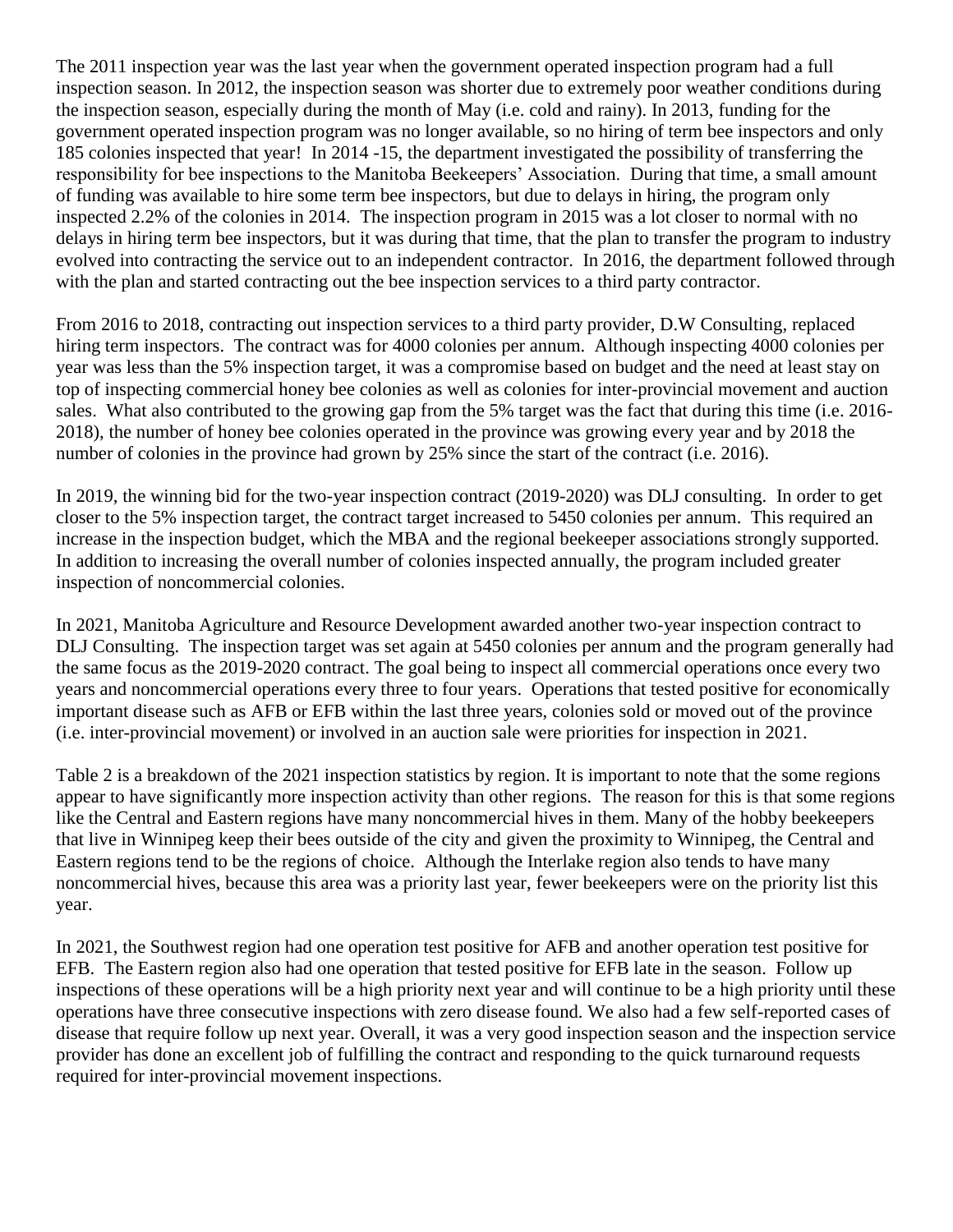The 2011 inspection year was the last year when the government operated inspection program had a full inspection season. In 2012, the inspection season was shorter due to extremely poor weather conditions during the inspection season, especially during the month of May (i.e. cold and rainy). In 2013, funding for the government operated inspection program was no longer available, so no hiring of term bee inspectors and only 185 colonies inspected that year! In 2014 -15, the department investigated the possibility of transferring the responsibility for bee inspections to the Manitoba Beekeepers' Association. During that time, a small amount of funding was available to hire some term bee inspectors, but due to delays in hiring, the program only inspected 2.2% of the colonies in 2014. The inspection program in 2015 was a lot closer to normal with no delays in hiring term bee inspectors, but it was during that time, that the plan to transfer the program to industry evolved into contracting the service out to an independent contractor. In 2016, the department followed through with the plan and started contracting out the bee inspection services to a third party contractor.

From 2016 to 2018, contracting out inspection services to a third party provider, D.W Consulting, replaced hiring term inspectors. The contract was for 4000 colonies per annum. Although inspecting 4000 colonies per year was less than the 5% inspection target, it was a compromise based on budget and the need at least stay on top of inspecting commercial honey bee colonies as well as colonies for inter-provincial movement and auction sales. What also contributed to the growing gap from the 5% target was the fact that during this time (i.e. 2016-2018), the number of honey bee colonies operated in the province was growing every year and by 2018 the number of colonies in the province had grown by 25% since the start of the contract (i.e. 2016).

In 2019, the winning bid for the two-year inspection contract (2019-2020) was DLJ consulting. In order to get closer to the 5% inspection target, the contract target increased to 5450 colonies per annum. This required an increase in the inspection budget, which the MBA and the regional beekeeper associations strongly supported. In addition to increasing the overall number of colonies inspected annually, the program included greater inspection of noncommercial colonies.

In 2021, Manitoba Agriculture and Resource Development awarded another two-year inspection contract to DLJ Consulting. The inspection target was set again at 5450 colonies per annum and the program generally had the same focus as the 2019-2020 contract. The goal being to inspect all commercial operations once every two years and noncommercial operations every three to four years. Operations that tested positive for economically important disease such as AFB or EFB within the last three years, colonies sold or moved out of the province (i.e. inter-provincial movement) or involved in an auction sale were priorities for inspection in 2021.

Table 2 is a breakdown of the 2021 inspection statistics by region. It is important to note that the some regions appear to have significantly more inspection activity than other regions. The reason for this is that some regions like the Central and Eastern regions have many noncommercial hives in them. Many of the hobby beekeepers that live in Winnipeg keep their bees outside of the city and given the proximity to Winnipeg, the Central and Eastern regions tend to be the regions of choice. Although the Interlake region also tends to have many noncommercial hives, because this area was a priority last year, fewer beekeepers were on the priority list this year.

In 2021, the Southwest region had one operation test positive for AFB and another operation test positive for EFB. The Eastern region also had one operation that tested positive for EFB late in the season. Follow up inspections of these operations will be a high priority next year and will continue to be a high priority until these operations have three consecutive inspections with zero disease found. We also had a few self-reported cases of disease that require follow up next year. Overall, it was a very good inspection season and the inspection service provider has done an excellent job of fulfilling the contract and responding to the quick turnaround requests required for inter-provincial movement inspections.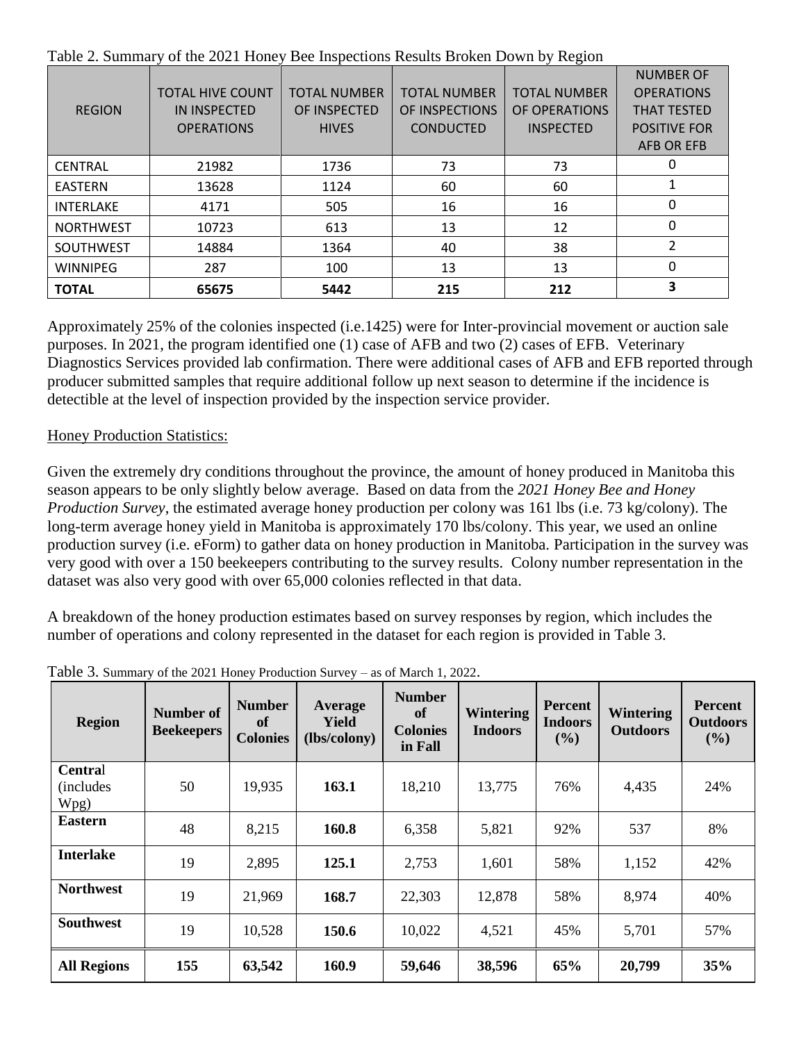Table 2. Summary of the 2021 Honey Bee Inspections Results Broken Down by Region

| REGION | TOTAL HIVE COUNT IN INSPECTED OPERATIONS | TOTAL NUMBER OF INSPECTED HIVES | TOTAL NUMBER OF INSPECTIONS CONDUCTED | TOTAL NUMBER OF OPERATIONS INSPECTED | NUMBER OF OPERATIONS THAT TESTED POSITIVE FOR AFB OR EFB |
|---|---|---|---|---|---|
| CENTRAL | 21982 | 1736 | 73 | 73 | 0 |
| EASTERN | 13628 | 1124 | 60 | 60 | 1 |
| INTERLAKE | 4171 | 505 | 16 | 16 | 0 |
| NORTHWEST | 10723 | 613 | 13 | 12 | 0 |
| SOUTHWEST | 14884 | 1364 | 40 | 38 | 2 |
| WINNIPEG | 287 | 100 | 13 | 13 | 0 |
| **TOTAL** | **65675** | **5442** | **215** | **212** | **3** |

Approximately 25% of the colonies inspected (i.e.1425) were for Inter-provincial movement or auction sale purposes. In 2021, the program identified one (1) case of AFB and two (2) cases of EFB. Veterinary Diagnostics Services provided lab confirmation. There were additional cases of AFB and EFB reported through producer submitted samples that require additional follow up next season to determine if the incidence is detectible at the level of inspection provided by the inspection service provider.

Honey Production Statistics:

Given the extremely dry conditions throughout the province, the amount of honey produced in Manitoba this season appears to be only slightly below average. Based on data from the *2021 Honey Bee and Honey Production Survey*, the estimated average honey production per colony was 161 lbs (i.e. 73 kg/colony). The long-term average honey yield in Manitoba is approximately 170 lbs/colony. This year, we used an online production survey (i.e. eForm) to gather data on honey production in Manitoba. Participation in the survey was very good with over a 150 beekeepers contributing to the survey results. Colony number representation in the dataset was also very good with over 65,000 colonies reflected in that data.

A breakdown of the honey production estimates based on survey responses by region, which includes the number of operations and colony represented in the dataset for each region is provided in Table 3.

Table 3. Summary of the 2021 Honey Production Survey – as of March 1, 2022.

| Region | Number of Beekeepers | Number of Colonies | Average Yield (lbs/colony) | Number of Colonies in Fall | Wintering Indoors | Percent Indoors (%) | Wintering Outdoors | Percent Outdoors (%) |
|---|---|---|---|---|---|---|---|---|
| **Central** (includes Wpg) | 50 | 19,935 | **163.1** | 18,210 | 13,775 | 76% | 4,435 | 24% |
| **Eastern** | 48 | 8,215 | **160.8** | 6,358 | 5,821 | 92% | 537 | 8% |
| **Interlake** | 19 | 2,895 | **125.1** | 2,753 | 1,601 | 58% | 1,152 | 42% |
| **Northwest** | 19 | 21,969 | **168.7** | 22,303 | 12,878 | 58% | 8,974 | 40% |
| **Southwest** | 19 | 10,528 | **150.6** | 10,022 | 4,521 | 45% | 5,701 | 57% |
| **All Regions** | **155** | **63,542** | **160.9** | **59,646** | **38,596** | **65%** | **20,799** | **35%** |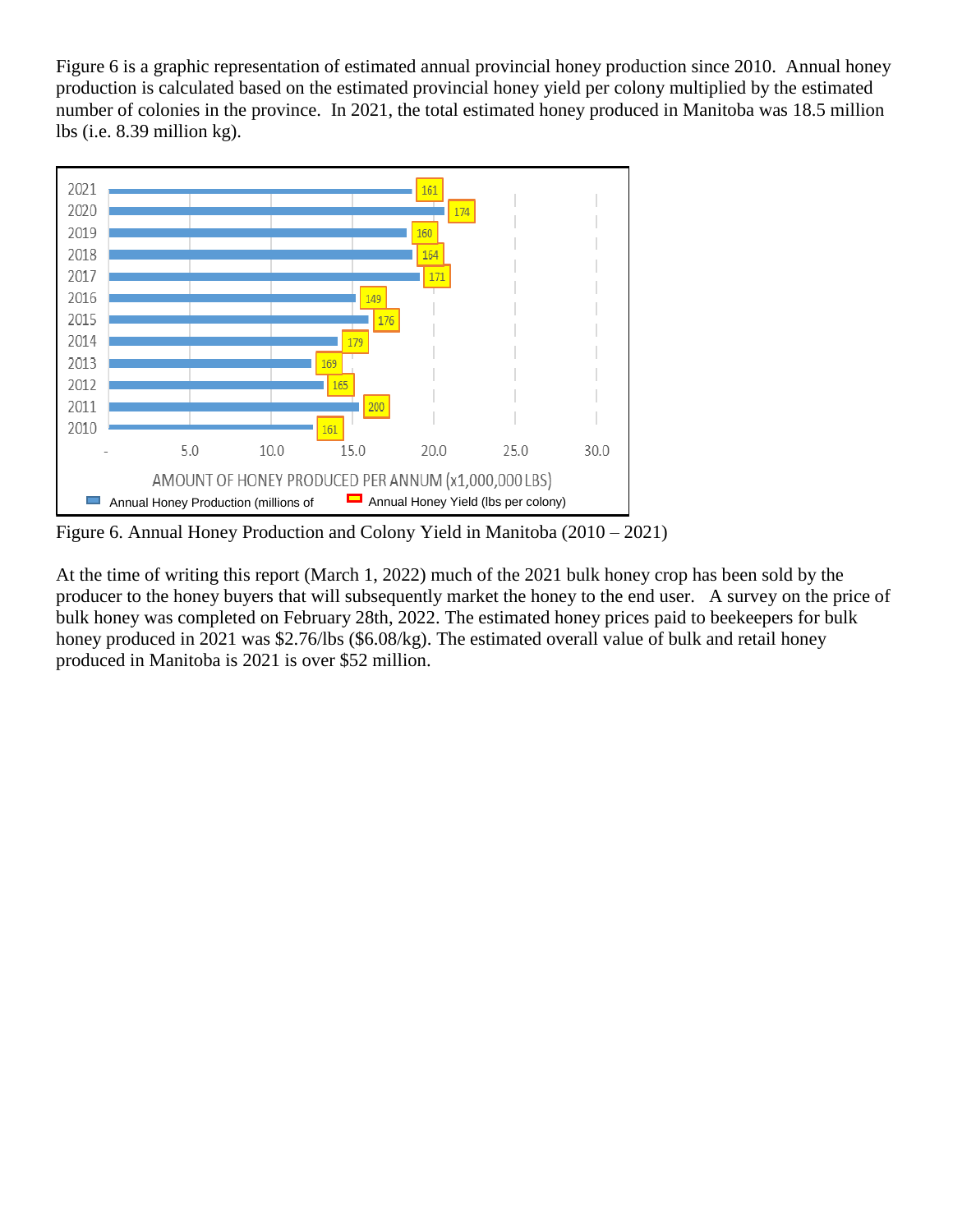Figure 6 is a graphic representation of estimated annual provincial honey production since 2010. Annual honey production is calculated based on the estimated provincial honey yield per colony multiplied by the estimated number of colonies in the province. In 2021, the total estimated honey produced in Manitoba was 18.5 million lbs (i.e. 8.39 million kg).

2021 161
2020 174
2019 160
2018 164
2017 171
2016 149
2015 176
2014 179
2013 169
2012 165
2011 200
2010 161

- 5.0 10.0 15.0 20.0 25.0 30.0

AMOUNT OF HONEY PRODUCED PER ANNUM (x1,000,000 LBS)

Annual Honey Production (millions of

Annual Honey Yield (lbs per colony)

Figure 6. Annual Honey Production and Colony Yield in Manitoba (2010 – 2021)

At the time of writing this report (March 1, 2022) much of the 2021 bulk honey crop has been sold by the producer to the honey buyers that will subsequently market the honey to the end user. A survey on the price of bulk honey was completed on February 28th, 2022. The estimated honey prices paid to beekeepers for bulk honey produced in 2021 was $2.76/lbs ($6.08/kg). The estimated overall value of bulk and retail honey produced in Manitoba is 2021 is over $52 million.